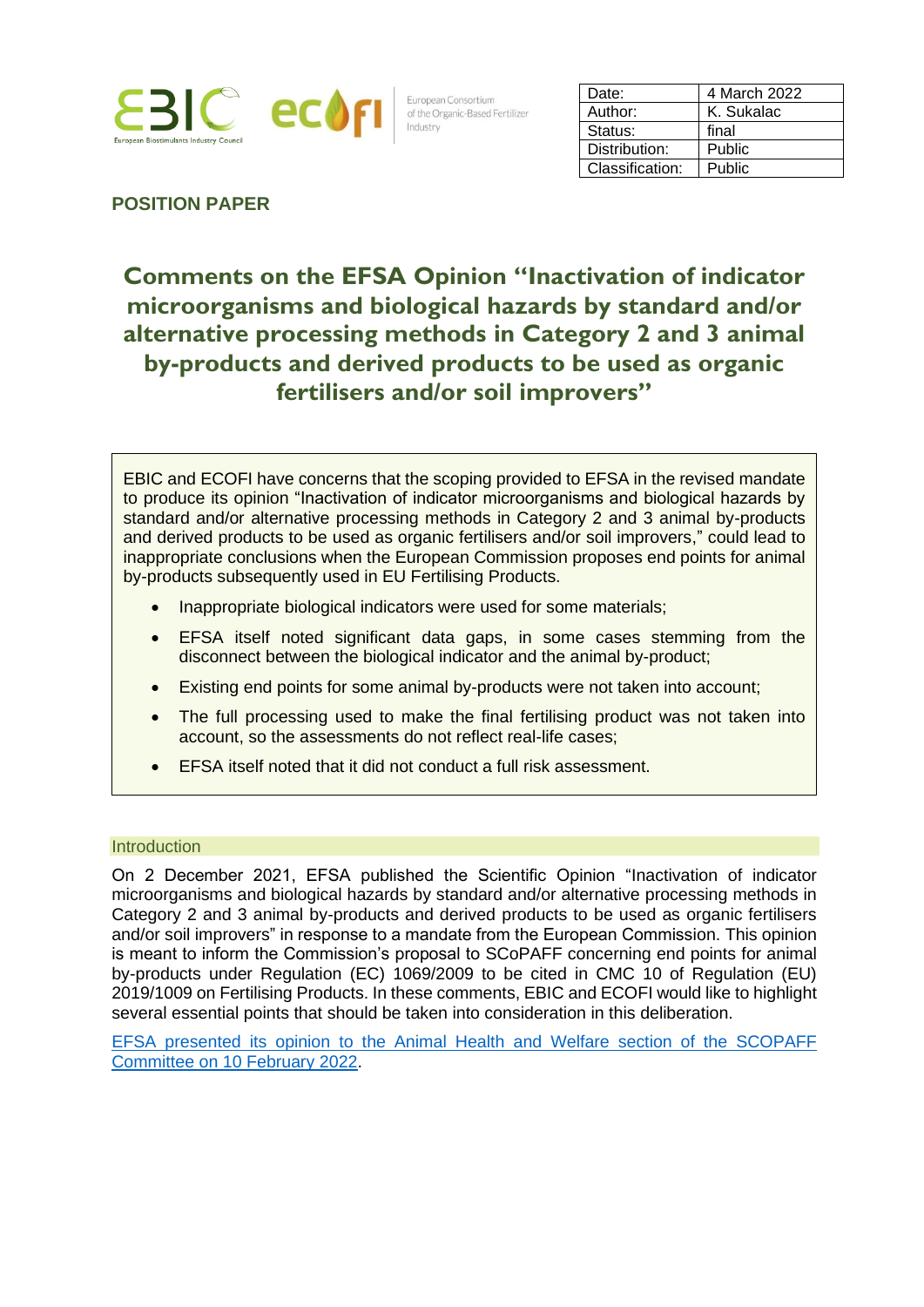European Consortium of the Organic-Based Fertilizer Industry

| Date: | 4 March 2022 |
| --- | --- |
| Author: | K. Sukalac |
| Status: | final |
| Distribution: | Public |
| Classification: | Public |

**POSITION PAPER**

# Comments on the EFSA Opinion "Inactivation of indicator microorganisms and biological hazards by standard and/or alternative processing methods in Category 2 and 3 animal by-products and derived products to be used as organic fertilisers and/or soil improvers"

EBIC and ECOFI have concerns that the scoping provided to EFSA in the revised mandate to produce its opinion "Inactivation of indicator microorganisms and biological hazards by standard and/or alternative processing methods in Category 2 and 3 animal by-products and derived products to be used as organic fertilisers and/or soil improvers," could lead to inappropriate conclusions when the European Commission proposes end points for animal by-products subsequently used in EU Fertilising Products.

- Inappropriate biological indicators were used for some materials;
- EFSA itself noted significant data gaps, in some cases stemming from the disconnect between the biological indicator and the animal by-product;
- Existing end points for some animal by-products were not taken into account;
- The full processing used to make the final fertilising product was not taken into account, so the assessments do not reflect real-life cases;
- EFSA itself noted that it did not conduct a full risk assessment.

## Introduction

On 2 December 2021, EFSA published the Scientific Opinion "Inactivation of indicator microorganisms and biological hazards by standard and/or alternative processing methods in Category 2 and 3 animal by-products and derived products to be used as organic fertilisers and/or soil improvers" in response to a mandate from the European Commission. This opinion is meant to inform the Commission's proposal to SCoPAFF concerning end points for animal by-products under Regulation (EC) 1069/2009 to be cited in CMC 10 of Regulation (EU) 2019/1009 on Fertilising Products. In these comments, EBIC and ECOFI would like to highlight several essential points that should be taken into consideration in this deliberation.

EFSA presented its opinion to the Animal Health and Welfare section of the SCOPAFF Committee on 10 February 2022.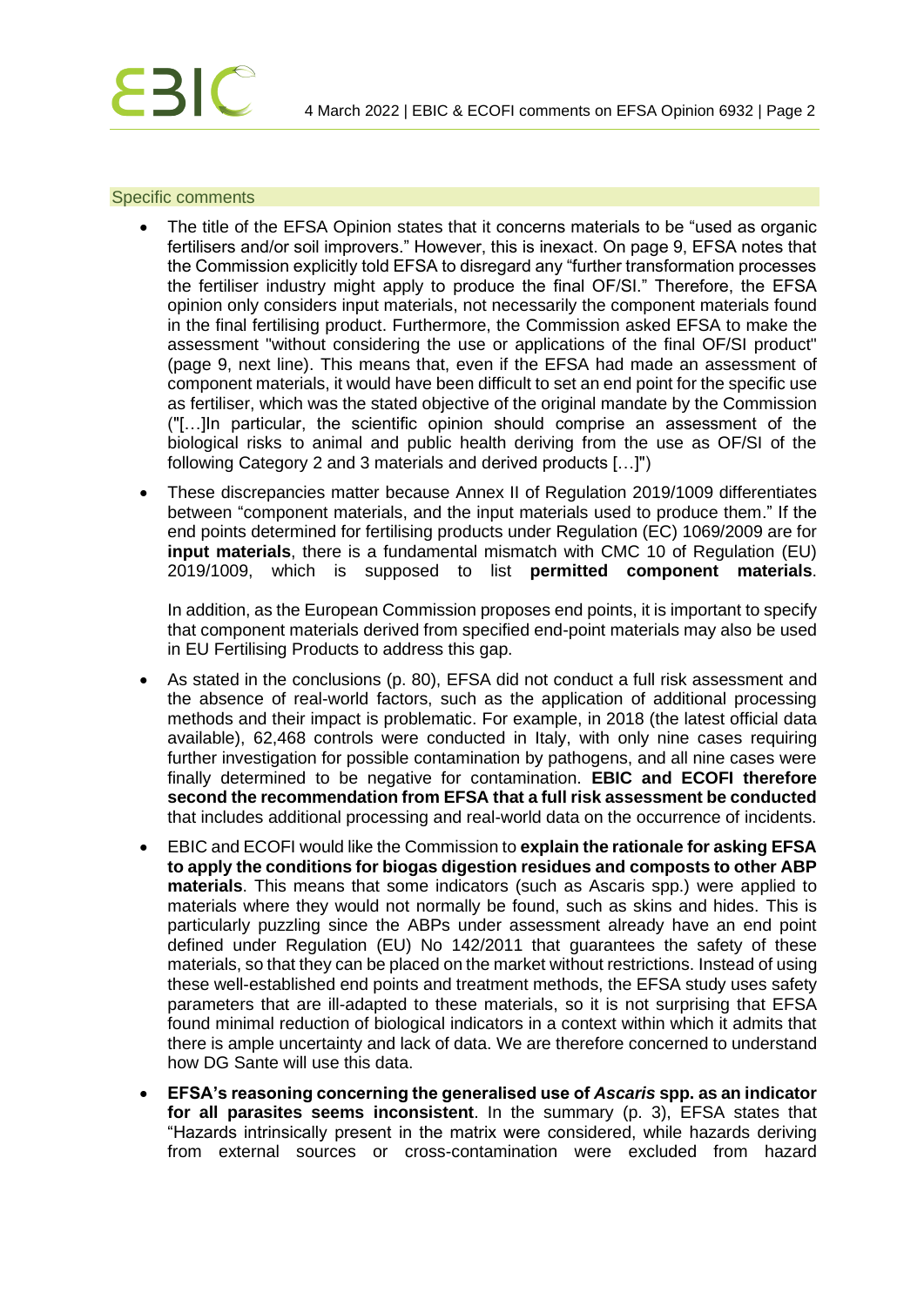## Specific comments

- The title of the EFSA Opinion states that it concerns materials to be "used as organic fertilisers and/or soil improvers." However, this is inexact. On page 9, EFSA notes that the Commission explicitly told EFSA to disregard any "further transformation processes the fertiliser industry might apply to produce the final OF/SI." Therefore, the EFSA opinion only considers input materials, not necessarily the component materials found in the final fertilising product. Furthermore, the Commission asked EFSA to make the assessment "without considering the use or applications of the final OF/SI product" (page 9, next line). This means that, even if the EFSA had made an assessment of component materials, it would have been difficult to set an end point for the specific use as fertiliser, which was the stated objective of the original mandate by the Commission ("[…]In particular, the scientific opinion should comprise an assessment of the biological risks to animal and public health deriving from the use as OF/SI of the following Category 2 and 3 materials and derived products […]")
- These discrepancies matter because Annex II of Regulation 2019/1009 differentiates between "component materials, and the input materials used to produce them." If the end points determined for fertilising products under Regulation (EC) 1069/2009 are for **input materials**, there is a fundamental mismatch with CMC 10 of Regulation (EU) 2019/1009, which is supposed to list **permitted component materials**.

  In addition, as the European Commission proposes end points, it is important to specify that component materials derived from specified end-point materials may also be used in EU Fertilising Products to address this gap.
- As stated in the conclusions (p. 80), EFSA did not conduct a full risk assessment and the absence of real-world factors, such as the application of additional processing methods and their impact is problematic. For example, in 2018 (the latest official data available), 62,468 controls were conducted in Italy, with only nine cases requiring further investigation for possible contamination by pathogens, and all nine cases were finally determined to be negative for contamination. **EBIC and ECOFI therefore second the recommendation from EFSA that a full risk assessment be conducted** that includes additional processing and real-world data on the occurrence of incidents.
- EBIC and ECOFI would like the Commission to **explain the rationale for asking EFSA to apply the conditions for biogas digestion residues and composts to other ABP materials**. This means that some indicators (such as Ascaris spp.) were applied to materials where they would not normally be found, such as skins and hides. This is particularly puzzling since the ABPs under assessment already have an end point defined under Regulation (EU) No 142/2011 that guarantees the safety of these materials, so that they can be placed on the market without restrictions. Instead of using these well-established end points and treatment methods, the EFSA study uses safety parameters that are ill-adapted to these materials, so it is not surprising that EFSA found minimal reduction of biological indicators in a context within which it admits that there is ample uncertainty and lack of data. We are therefore concerned to understand how DG Sante will use this data.
- **EFSA's reasoning concerning the generalised use of *Ascaris* spp. as an indicator for all parasites seems inconsistent**. In the summary (p. 3), EFSA states that "Hazards intrinsically present in the matrix were considered, while hazards deriving from external sources or cross-contamination were excluded from hazard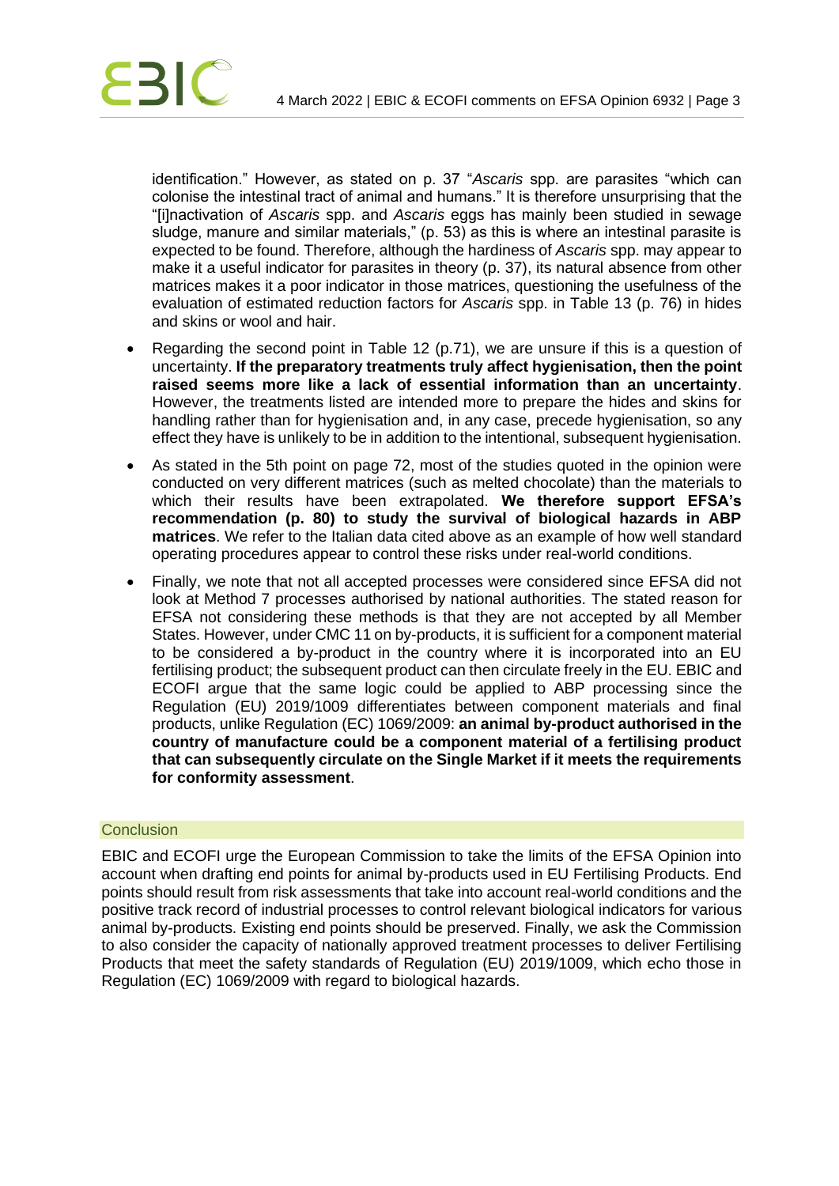identification." However, as stated on p. 37 "*Ascaris* spp. are parasites "which can colonise the intestinal tract of animal and humans." It is therefore unsurprising that the "[i]nactivation of *Ascaris* spp. and *Ascaris* eggs has mainly been studied in sewage sludge, manure and similar materials," (p. 53) as this is where an intestinal parasite is expected to be found. Therefore, although the hardiness of *Ascaris* spp. may appear to make it a useful indicator for parasites in theory (p. 37), its natural absence from other matrices makes it a poor indicator in those matrices, questioning the usefulness of the evaluation of estimated reduction factors for *Ascaris* spp. in Table 13 (p. 76) in hides and skins or wool and hair.

- Regarding the second point in Table 12 (p.71), we are unsure if this is a question of uncertainty. **If the preparatory treatments truly affect hygienisation, then the point raised seems more like a lack of essential information than an uncertainty**. However, the treatments listed are intended more to prepare the hides and skins for handling rather than for hygienisation and, in any case, precede hygienisation, so any effect they have is unlikely to be in addition to the intentional, subsequent hygienisation.
- As stated in the 5th point on page 72, most of the studies quoted in the opinion were conducted on very different matrices (such as melted chocolate) than the materials to which their results have been extrapolated. **We therefore support EFSA's recommendation (p. 80) to study the survival of biological hazards in ABP matrices**. We refer to the Italian data cited above as an example of how well standard operating procedures appear to control these risks under real-world conditions.
- Finally, we note that not all accepted processes were considered since EFSA did not look at Method 7 processes authorised by national authorities. The stated reason for EFSA not considering these methods is that they are not accepted by all Member States. However, under CMC 11 on by-products, it is sufficient for a component material to be considered a by-product in the country where it is incorporated into an EU fertilising product; the subsequent product can then circulate freely in the EU. EBIC and ECOFI argue that the same logic could be applied to ABP processing since the Regulation (EU) 2019/1009 differentiates between component materials and final products, unlike Regulation (EC) 1069/2009: **an animal by-product authorised in the country of manufacture could be a component material of a fertilising product that can subsequently circulate on the Single Market if it meets the requirements for conformity assessment**.

## Conclusion

EBIC and ECOFI urge the European Commission to take the limits of the EFSA Opinion into account when drafting end points for animal by-products used in EU Fertilising Products. End points should result from risk assessments that take into account real-world conditions and the positive track record of industrial processes to control relevant biological indicators for various animal by-products. Existing end points should be preserved. Finally, we ask the Commission to also consider the capacity of nationally approved treatment processes to deliver Fertilising Products that meet the safety standards of Regulation (EU) 2019/1009, which echo those in Regulation (EC) 1069/2009 with regard to biological hazards.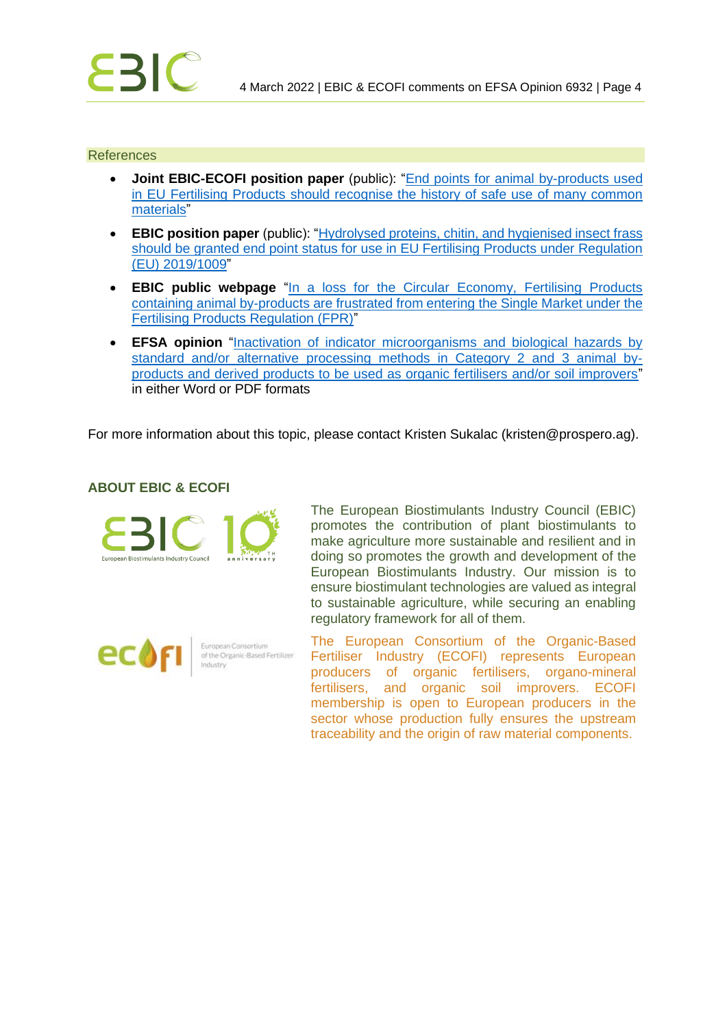## References

- **Joint EBIC-ECOFI position paper** (public): "End points for animal by-products used in EU Fertilising Products should recognise the history of safe use of many common materials"
- **EBIC position paper** (public): "Hydrolysed proteins, chitin, and hygienised insect frass should be granted end point status for use in EU Fertilising Products under Regulation (EU) 2019/1009"
- **EBIC public webpage** "In a loss for the Circular Economy, Fertilising Products containing animal by-products are frustrated from entering the Single Market under the Fertilising Products Regulation (FPR)"
- **EFSA opinion** "Inactivation of indicator microorganisms and biological hazards by standard and/or alternative processing methods in Category 2 and 3 animal by-products and derived products to be used as organic fertilisers and/or soil improvers" in either Word or PDF formats

For more information about this topic, please contact Kristen Sukalac (kristen@prospero.ag).

## ABOUT EBIC & ECOFI

The European Biostimulants Industry Council (EBIC) promotes the contribution of plant biostimulants to make agriculture more sustainable and resilient and in doing so promotes the growth and development of the European Biostimulants Industry. Our mission is to ensure biostimulant technologies are valued as integral to sustainable agriculture, while securing an enabling regulatory framework for all of them.

The European Consortium of the Organic-Based Fertiliser Industry (ECOFI) represents European producers of organic fertilisers, organo-mineral fertilisers, and organic soil improvers. ECOFI membership is open to European producers in the sector whose production fully ensures the upstream traceability and the origin of raw material components.